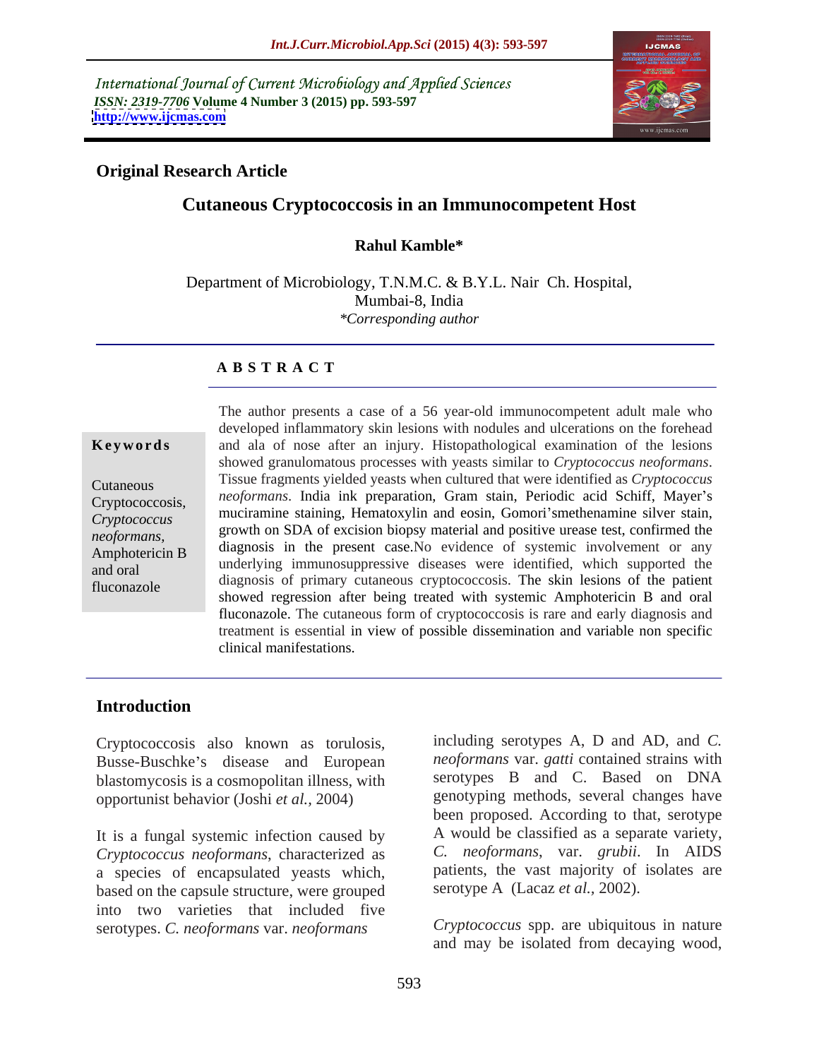International Journal of Current Microbiology and Applied Sciences
*ISSN: 2319-7706* **Volume 4 Number 3 (2015) pp. 593-597**
**http://www.ijcmas.com**

**Original Research Article**

# Cutaneous Cryptococcosis in an Immunocompetent Host

**Rahul Kamble***

Department of Microbiology, T.N.M.C. & B.Y.L. Nair Ch. Hospital, Mumbai-8, India
*\*Corresponding author*

## A B S T R A C T

**Keywords**

Cutaneous Cryptococcosis, *Cryptococcus neoformans,* Amphotericin B and oral fluconazole

The author presents a case of a 56 year-old immunocompetent adult male who developed inflammatory skin lesions with nodules and ulcerations on the forehead and ala of nose after an injury. Histopathological examination of the lesions showed granulomatous processes with yeasts similar to *Cryptococcus neoformans*. Tissue fragments yielded yeasts when cultured that were identified as *Cryptococcus neoformans*. India ink preparation, Gram stain, Periodic acid Schiff, Mayer's muciramine staining, Hematoxylin and eosin, Gomori'smethenamine silver stain, growth on SDA of excision biopsy material and positive urease test, confirmed the diagnosis in the present case.No evidence of systemic involvement or any underlying immunosuppressive diseases were identified, which supported the diagnosis of primary cutaneous cryptococcosis. The skin lesions of the patient showed regression after being treated with systemic Amphotericin B and oral fluconazole. The cutaneous form of cryptococcosis is rare and early diagnosis and treatment is essential in view of possible dissemination and variable non specific clinical manifestations.

## Introduction

Cryptococcosis also known as torulosis, Busse-Buschke's disease and European blastomycosis is a cosmopolitan illness, with opportunist behavior (Joshi *et al.,* 2004)

It is a fungal systemic infection caused by *Cryptococcus neoformans*, characterized as a species of encapsulated yeasts which, based on the capsule structure, were grouped into two varieties that included five serotypes. *C. neoformans* var. *neoformans* including serotypes A, D and AD, and *C. neoformans* var. *gatti* contained strains with serotypes B and C. Based on DNA genotyping methods, several changes have been proposed. According to that, serotype A would be classified as a separate variety, *C. neoformans*, var. *grubii*. In AIDS patients, the vast majority of isolates are serotype A (Lacaz *et al.,* 2002).

*Cryptococcus* spp. are ubiquitous in nature and may be isolated from decaying wood,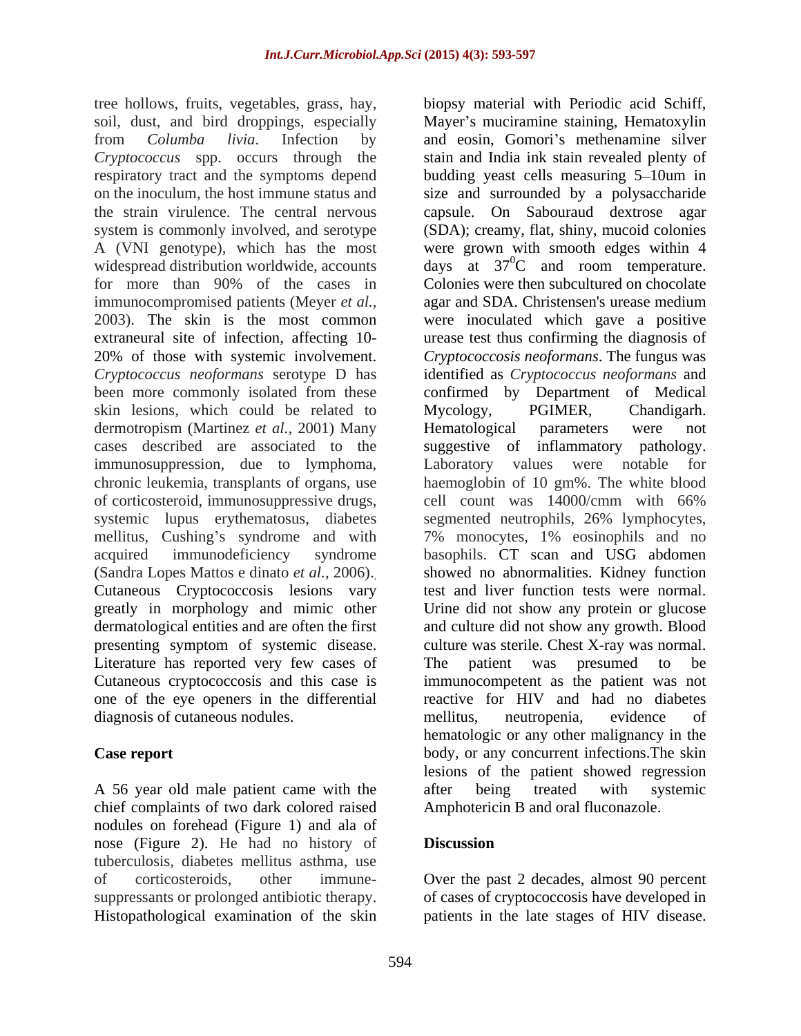tree hollows, fruits, vegetables, grass, hay, soil, dust, and bird droppings, especially from *Columba livia*. Infection by *Cryptococcus* spp. occurs through the respiratory tract and the symptoms depend on the inoculum, the host immune status and the strain virulence. The central nervous system is commonly involved, and serotype A (VNI genotype), which has the most widespread distribution worldwide, accounts for more than 90% of the cases in immunocompromised patients (Meyer *et al.,* 2003). The skin is the most common extraneural site of infection, affecting 10-20% of those with systemic involvement. *Cryptococcus neoformans* serotype D has been more commonly isolated from these skin lesions, which could be related to dermotropism (Martinez *et al.,* 2001) Many cases described are associated to the immunosuppression, due to lymphoma, chronic leukemia, transplants of organs, use of corticosteroid, immunosuppressive drugs, systemic lupus erythematosus, diabetes mellitus, Cushing's syndrome and with acquired immunodeficiency syndrome (Sandra Lopes Mattos e dinato *et al.,* 2006).. Cutaneous Cryptococcosis lesions vary greatly in morphology and mimic other dermatological entities and are often the first presenting symptom of systemic disease. Literature has reported very few cases of Cutaneous cryptococcosis and this case is one of the eye openers in the differential diagnosis of cutaneous nodules.

## Case report

A 56 year old male patient came with the chief complaints of two dark colored raised nodules on forehead (Figure 1) and ala of nose (Figure 2). He had no history of tuberculosis, diabetes mellitus asthma, use of corticosteroids, other immune-suppressants or prolonged antibiotic therapy. Histopathological examination of the skin biopsy material with Periodic acid Schiff, Mayer's muciramine staining, Hematoxylin and eosin, Gomori's methenamine silver stain and India ink stain revealed plenty of budding yeast cells measuring 5–10um in size and surrounded by a polysaccharide capsule. On Sabouraud dextrose agar (SDA); creamy, flat, shiny, mucoid colonies were grown with smooth edges within 4 days at $37^0$C and room temperature. Colonies were then subcultured on chocolate agar and SDA. Christensen's urease medium were inoculated which gave a positive urease test thus confirming the diagnosis of *Cryptococcosis neoformans*. The fungus was identified as *Cryptococcus neoformans* and confirmed by Department of Medical Mycology, PGIMER, Chandigarh. Hematological parameters were not suggestive of inflammatory pathology. Laboratory values were notable for haemoglobin of 10 gm%. The white blood cell count was 14000/cmm with 66% segmented neutrophils, 26% lymphocytes, 7% monocytes, 1% eosinophils and no basophils. CT scan and USG abdomen showed no abnormalities. Kidney function test and liver function tests were normal. Urine did not show any protein or glucose and culture did not show any growth. Blood culture was sterile. Chest X-ray was normal. The patient was presumed to be immunocompetent as the patient was not reactive for HIV and had no diabetes mellitus, neutropenia, evidence of hematologic or any other malignancy in the body, or any concurrent infections.The skin lesions of the patient showed regression after being treated with systemic Amphotericin B and oral fluconazole.

## Discussion

Over the past 2 decades, almost 90 percent of cases of cryptococcosis have developed in patients in the late stages of HIV disease.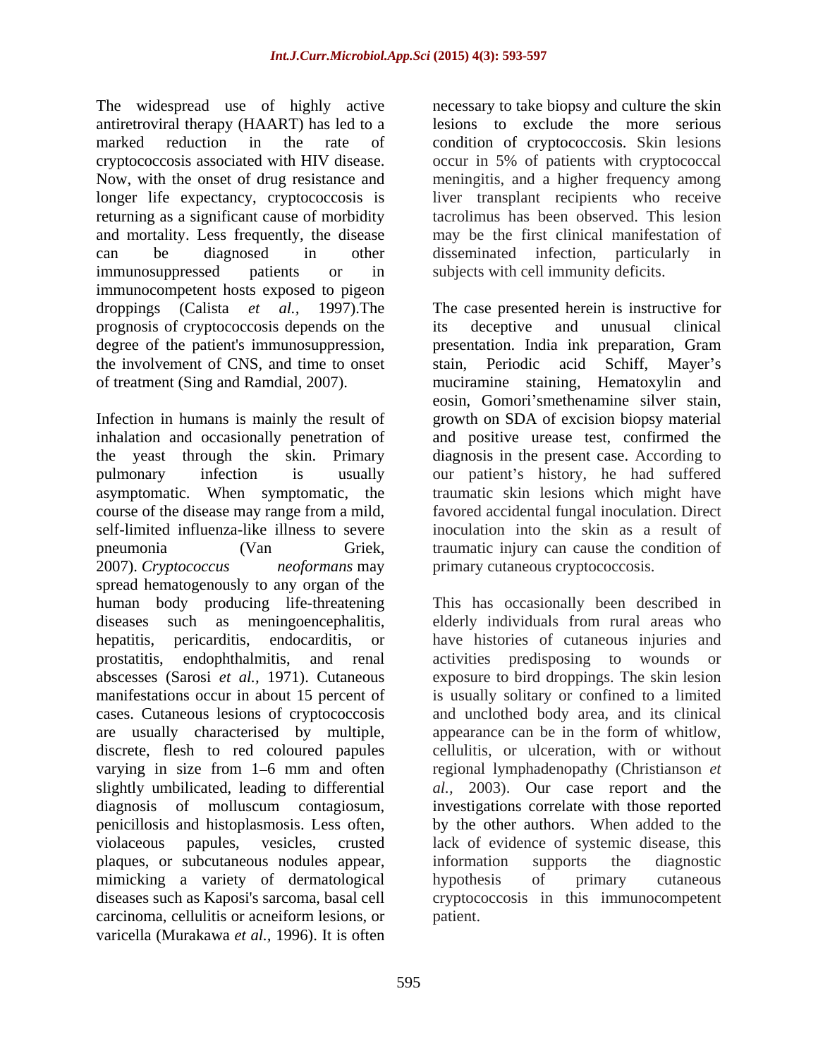The widespread use of highly active antiretroviral therapy (HAART) has led to a marked reduction in the rate of cryptococcosis associated with HIV disease. Now, with the onset of drug resistance and longer life expectancy, cryptococcosis is returning as a significant cause of morbidity and mortality. Less frequently, the disease can be diagnosed in other immunosuppressed patients or in immunocompetent hosts exposed to pigeon droppings (Calista *et al.,* 1997).The prognosis of cryptococcosis depends on the degree of the patient's immunosuppression, the involvement of CNS, and time to onset of treatment (Sing and Ramdial, 2007).

Infection in humans is mainly the result of inhalation and occasionally penetration of the yeast through the skin. Primary pulmonary infection is usually asymptomatic. When symptomatic, the course of the disease may range from a mild, self-limited influenza-like illness to severe pneumonia (Van Griek, 2007). *Cryptococcus neoformans* may spread hematogenously to any organ of the human body producing life-threatening diseases such as meningoencephalitis, hepatitis, pericarditis, endocarditis, or prostatitis, endophthalmitis, and renal abscesses (Sarosi *et al.,* 1971). Cutaneous manifestations occur in about 15 percent of cases. Cutaneous lesions of cryptococcosis are usually characterised by multiple, discrete, flesh to red coloured papules varying in size from 1–6 mm and often slightly umbilicated, leading to differential diagnosis of molluscum contagiosum, penicillosis and histoplasmosis. Less often, violaceous papules, vesicles, crusted plaques, or subcutaneous nodules appear, mimicking a variety of dermatological diseases such as Kaposi's sarcoma, basal cell carcinoma, cellulitis or acneiform lesions, or varicella (Murakawa *et al.,* 1996). It is often necessary to take biopsy and culture the skin lesions to exclude the more serious condition of cryptococcosis. Skin lesions occur in 5% of patients with cryptococcal meningitis, and a higher frequency among liver transplant recipients who receive tacrolimus has been observed. This lesion may be the first clinical manifestation of disseminated infection, particularly in subjects with cell immunity deficits.

The case presented herein is instructive for its deceptive and unusual clinical presentation. India ink preparation, Gram stain, Periodic acid Schiff, Mayer's muciramine staining, Hematoxylin and eosin, Gomori'smethenamine silver stain, growth on SDA of excision biopsy material and positive urease test, confirmed the diagnosis in the present case. According to our patient's history, he had suffered traumatic skin lesions which might have favored accidental fungal inoculation. Direct inoculation into the skin as a result of traumatic injury can cause the condition of primary cutaneous cryptococcosis.

This has occasionally been described in elderly individuals from rural areas who have histories of cutaneous injuries and activities predisposing to wounds or exposure to bird droppings. The skin lesion is usually solitary or confined to a limited and unclothed body area, and its clinical appearance can be in the form of whitlow, cellulitis, or ulceration, with or without regional lymphadenopathy (Christianson *et al.,* 2003). Our case report and the investigations correlate with those reported by the other authors. When added to the lack of evidence of systemic disease, this information supports the diagnostic hypothesis of primary cutaneous cryptococcosis in this immunocompetent patient.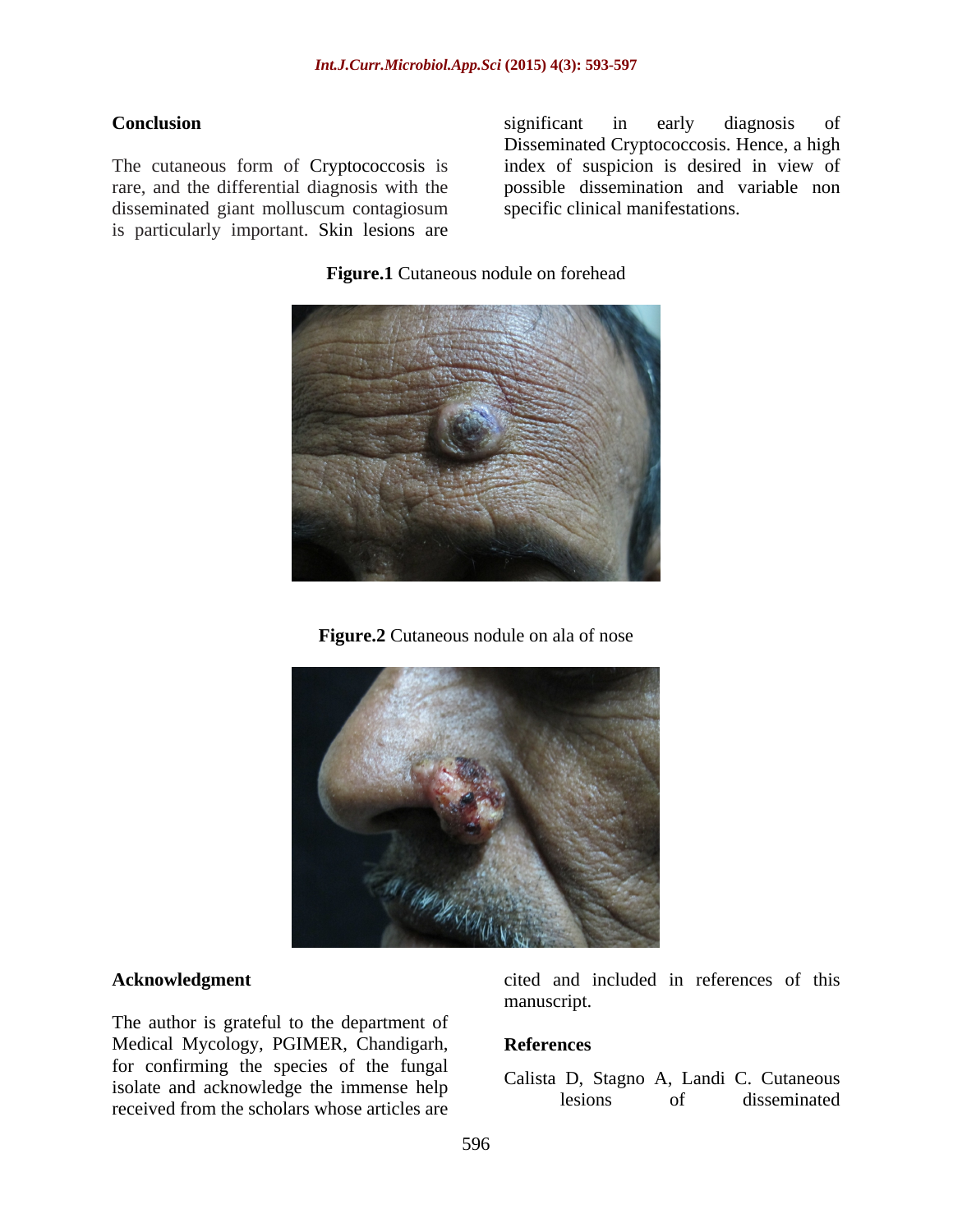## Conclusion

The cutaneous form of Cryptococcosis is rare, and the differential diagnosis with the disseminated giant molluscum contagiosum is particularly important. Skin lesions are significant in early diagnosis of Disseminated Cryptococcosis. Hence, a high index of suspicion is desired in view of possible dissemination and variable non specific clinical manifestations.

**Figure.1** Cutaneous nodule on forehead

**Figure.2** Cutaneous nodule on ala of nose

## Acknowledgment

The author is grateful to the department of Medical Mycology, PGIMER, Chandigarh, for confirming the species of the fungal isolate and acknowledge the immense help received from the scholars whose articles are cited and included in references of this manuscript.

## References

Calista D, Stagno A, Landi C. Cutaneous lesions of disseminated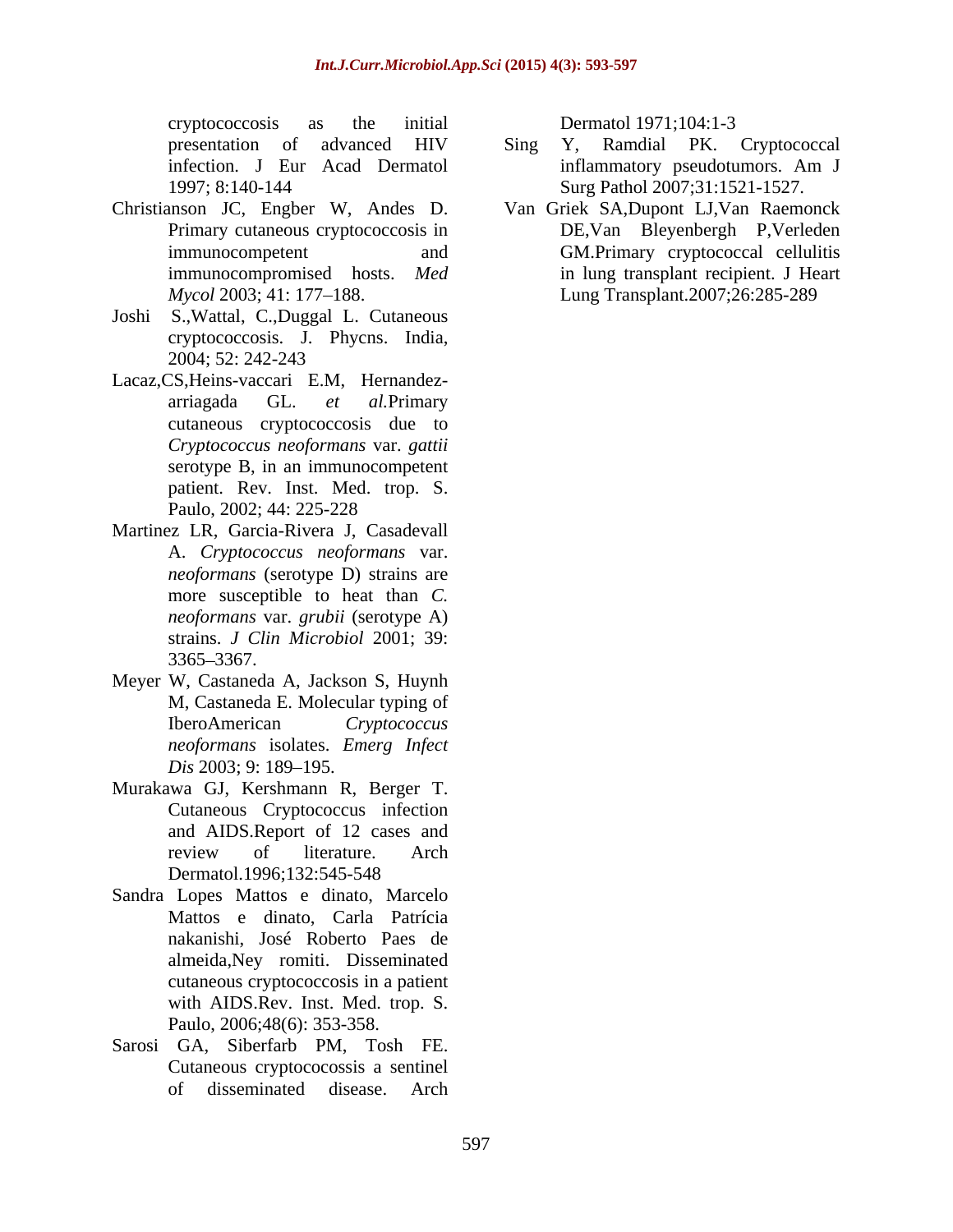cryptococcosis as the initial presentation of advanced HIV infection. J Eur Acad Dermatol 1997; 8:140-144

Christianson JC, Engber W, Andes D. Primary cutaneous cryptococcosis in immunocompetent and immunocompromised hosts. *Med Mycol* 2003; 41: 177–188.

Joshi S.,Wattal, C.,Duggal L. Cutaneous cryptococcosis. J. Phycns. India, 2004; 52: 242-243

Lacaz,CS,Heins-vaccari E.M, Hernandez-arriagada GL. *et al.*Primary cutaneous cryptococcosis due to *Cryptococcus neoformans* var. *gattii* serotype B, in an immunocompetent patient. Rev. Inst. Med. trop. S. Paulo, 2002; 44: 225-228

Martinez LR, Garcia-Rivera J, Casadevall A. *Cryptococcus neoformans* var. *neoformans* (serotype D) strains are more susceptible to heat than *C. neoformans* var. *grubii* (serotype A) strains. *J Clin Microbiol* 2001; 39: 3365–3367.

Meyer W, Castaneda A, Jackson S, Huynh M, Castaneda E. Molecular typing of IberoAmerican *Cryptococcus neoformans* isolates. *Emerg Infect Dis* 2003; 9: 189–195.

Murakawa GJ, Kershmann R, Berger T. Cutaneous Cryptococcus infection and AIDS.Report of 12 cases and review of literature. Arch Dermatol.1996;132:545-548

Sandra Lopes Mattos e dinato, Marcelo Mattos e dinato, Carla Patrícia nakanishi, José Roberto Paes de almeida,Ney romiti. Disseminated cutaneous cryptococcosis in a patient with AIDS.Rev. Inst. Med. trop. S. Paulo, 2006;48(6): 353-358.

Sarosi GA, Siberfarb PM, Tosh FE. Cutaneous cryptococossis a sentinel of disseminated disease. Arch Dermatol 1971;104:1-3

Sing Y, Ramdial PK. Cryptococcal inflammatory pseudotumors. Am J Surg Pathol 2007;31:1521-1527.

Van Griek SA,Dupont LJ,Van Raemonck DE,Van Bleyenbergh P,Verleden GM.Primary cryptococcal cellulitis in lung transplant recipient. J Heart Lung Transplant.2007;26:285-289